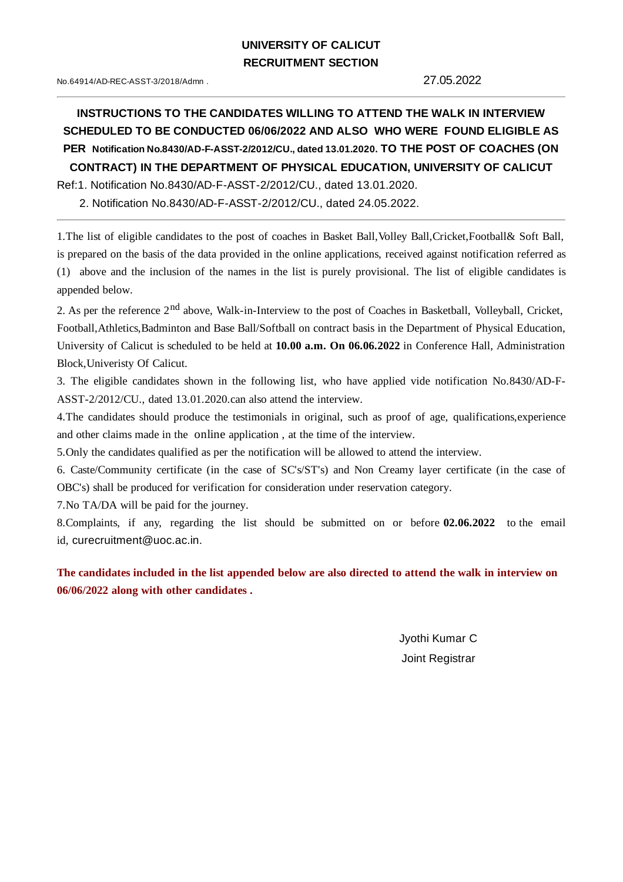# UNIVERSITY OF CALICUT
## RECRUITMENT SECTION

No.64914/AD-REC-ASST-3/2018/Admn . 27.05.2022

---

**INSTRUCTIONS TO THE CANDIDATES WILLING TO ATTEND THE WALK IN INTERVIEW SCHEDULED TO BE CONDUCTED 06/06/2022 AND ALSO WHO WERE FOUND ELIGIBLE AS PER Notification No.8430/AD-F-ASST-2/2012/CU., dated 13.01.2020. TO THE POST OF COACHES (ON CONTRACT) IN THE DEPARTMENT OF PHYSICAL EDUCATION, UNIVERSITY OF CALICUT**

Ref:1. Notification No.8430/AD-F-ASST-2/2012/CU., dated 13.01.2020.

2. Notification No.8430/AD-F-ASST-2/2012/CU., dated 24.05.2022.

---

1.The list of eligible candidates to the post of coaches in Basket Ball,Volley Ball,Cricket,Football& Soft Ball, is prepared on the basis of the data provided in the online applications, received against notification referred as (1) above and the inclusion of the names in the list is purely provisional. The list of eligible candidates is appended below.

2. As per the reference 2nd above, Walk-in-Interview to the post of Coaches in Basketball, Volleyball, Cricket, Football,Athletics,Badminton and Base Ball/Softball on contract basis in the Department of Physical Education, University of Calicut is scheduled to be held at **10.00 a.m. On 06.06.2022** in Conference Hall, Administration Block,Univeristy Of Calicut.

3. The eligible candidates shown in the following list, who have applied vide notification No.8430/AD-F-ASST-2/2012/CU., dated 13.01.2020.can also attend the interview.

4.The candidates should produce the testimonials in original, such as proof of age, qualifications,experience and other claims made in the online application , at the time of the interview.

5.Only the candidates qualified as per the notification will be allowed to attend the interview.

6. Caste/Community certificate (in the case of SC's/ST's) and Non Creamy layer certificate (in the case of OBC's) shall be produced for verification for consideration under reservation category.

7.No TA/DA will be paid for the journey.

8.Complaints, if any, regarding the list should be submitted on or before **02.06.2022** to the email id, curecruitment@uoc.ac.in.

**The candidates included in the list appended below are also directed to attend the walk in interview on 06/06/2022 along with other candidates .**

Jyothi Kumar C

Joint Registrar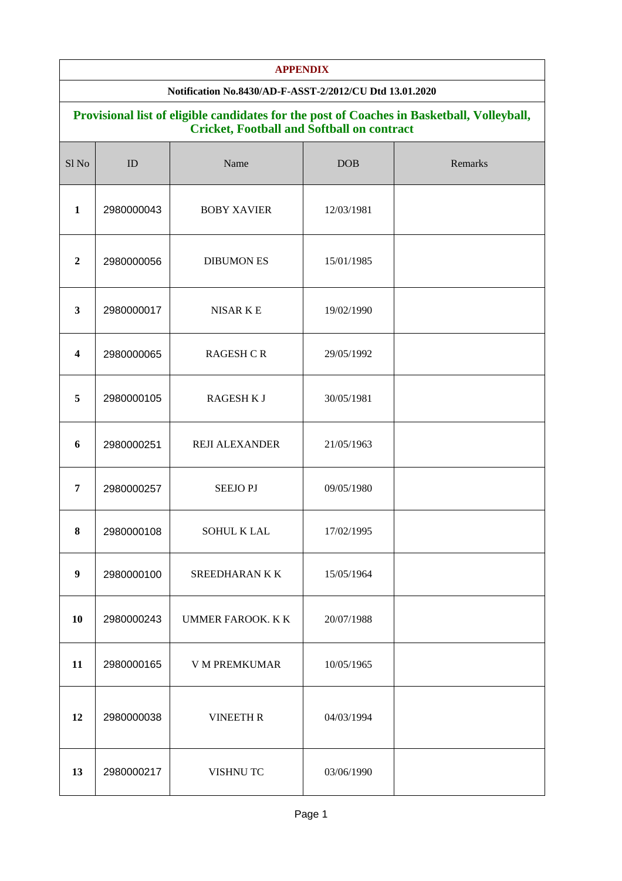**APPENDIX**

**Notification No.8430/AD-F-ASST-2/2012/CU Dtd 13.01.2020**

**Provisional list of eligible candidates for the post of Coaches in Basketball, Volleyball, Cricket, Football and Softball on contract**

| Sl No | ID | Name | DOB | Remarks |
|---|---|---|---|---|
| **1** | 2980000043 | BOBY XAVIER | 12/03/1981 | |
| **2** | 2980000056 | DIBUMON ES | 15/01/1985 | |
| **3** | 2980000017 | NISAR K E | 19/02/1990 | |
| **4** | 2980000065 | RAGESH C R | 29/05/1992 | |
| **5** | 2980000105 | RAGESH K J | 30/05/1981 | |
| **6** | 2980000251 | REJI ALEXANDER | 21/05/1963 | |
| **7** | 2980000257 | SEEJO PJ | 09/05/1980 | |
| **8** | 2980000108 | SOHUL K LAL | 17/02/1995 | |
| **9** | 2980000100 | SREEDHARAN K K | 15/05/1964 | |
| **10** | 2980000243 | UMMER FAROOK. K K | 20/07/1988 | |
| **11** | 2980000165 | V M PREMKUMAR | 10/05/1965 | |
| **12** | 2980000038 | VINEETH R | 04/03/1994 | |
| **13** | 2980000217 | VISHNU TC | 03/06/1990 | |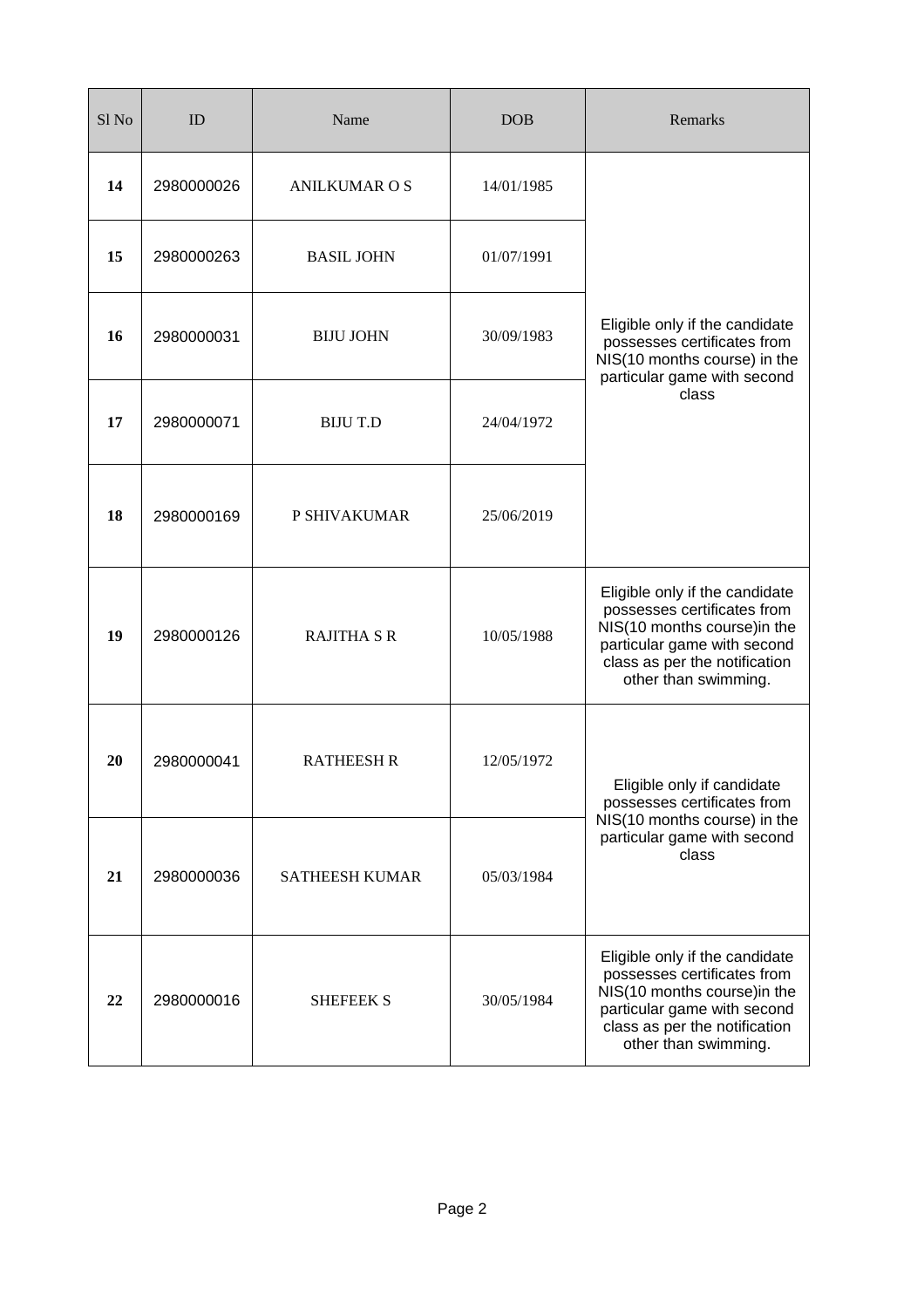| Sl No | ID | Name | DOB | Remarks |
|---|---|---|---|---|
| **14** | 2980000026 | ANILKUMAR O S | 14/01/1985 | Eligible only if the candidate possesses certificates from NIS(10 months course) in the particular game with second class |
| **15** | 2980000263 | BASIL JOHN | 01/07/1991 | |
| **16** | 2980000031 | BIJU JOHN | 30/09/1983 | |
| **17** | 2980000071 | BIJU T.D | 24/04/1972 | |
| **18** | 2980000169 | P SHIVAKUMAR | 25/06/2019 | |
| **19** | 2980000126 | RAJITHA S R | 10/05/1988 | Eligible only if the candidate possesses certificates from NIS(10 months course)in the particular game with second class as per the notification other than swimming. |
| **20** | 2980000041 | RATHEESH R | 12/05/1972 | Eligible only if candidate possesses certificates from NIS(10 months course) in the particular game with second class |
| **21** | 2980000036 | SATHEESH KUMAR | 05/03/1984 | |
| **22** | 2980000016 | SHEFEEK S | 30/05/1984 | Eligible only if the candidate possesses certificates from NIS(10 months course)in the particular game with second class as per the notification other than swimming. |